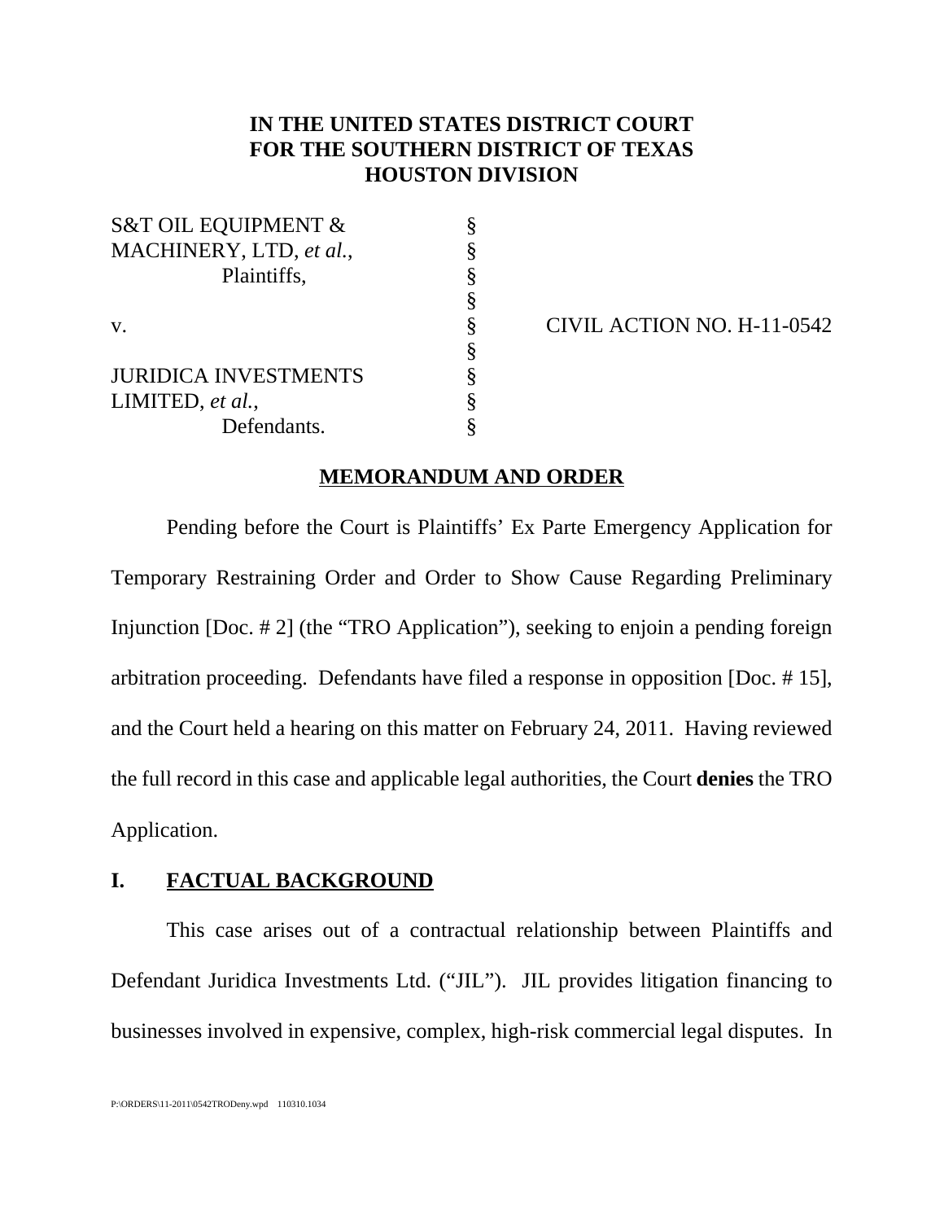**IN THE UNITED STATES DISTRICT COURT**
**FOR THE SOUTHERN DISTRICT OF TEXAS**
**HOUSTON DIVISION**

| | | |
|---|---|---|
| S&T OIL EQUIPMENT & MACHINERY, LTD, *et al.*, | § | |
| Plaintiffs, | § | |
| | § | |
| v. | § | CIVIL ACTION NO. H-11-0542 |
| | § | |
| JURIDICA INVESTMENTS LIMITED, *et al.*, | § | |
| Defendants. | § | |

## MEMORANDUM AND ORDER

Pending before the Court is Plaintiffs' Ex Parte Emergency Application for Temporary Restraining Order and Order to Show Cause Regarding Preliminary Injunction [Doc. # 2] (the "TRO Application"), seeking to enjoin a pending foreign arbitration proceeding. Defendants have filed a response in opposition [Doc. # 15], and the Court held a hearing on this matter on February 24, 2011. Having reviewed the full record in this case and applicable legal authorities, the Court **denies** the TRO Application.

## I. FACTUAL BACKGROUND

This case arises out of a contractual relationship between Plaintiffs and Defendant Juridica Investments Ltd. ("JIL"). JIL provides litigation financing to businesses involved in expensive, complex, high-risk commercial legal disputes. In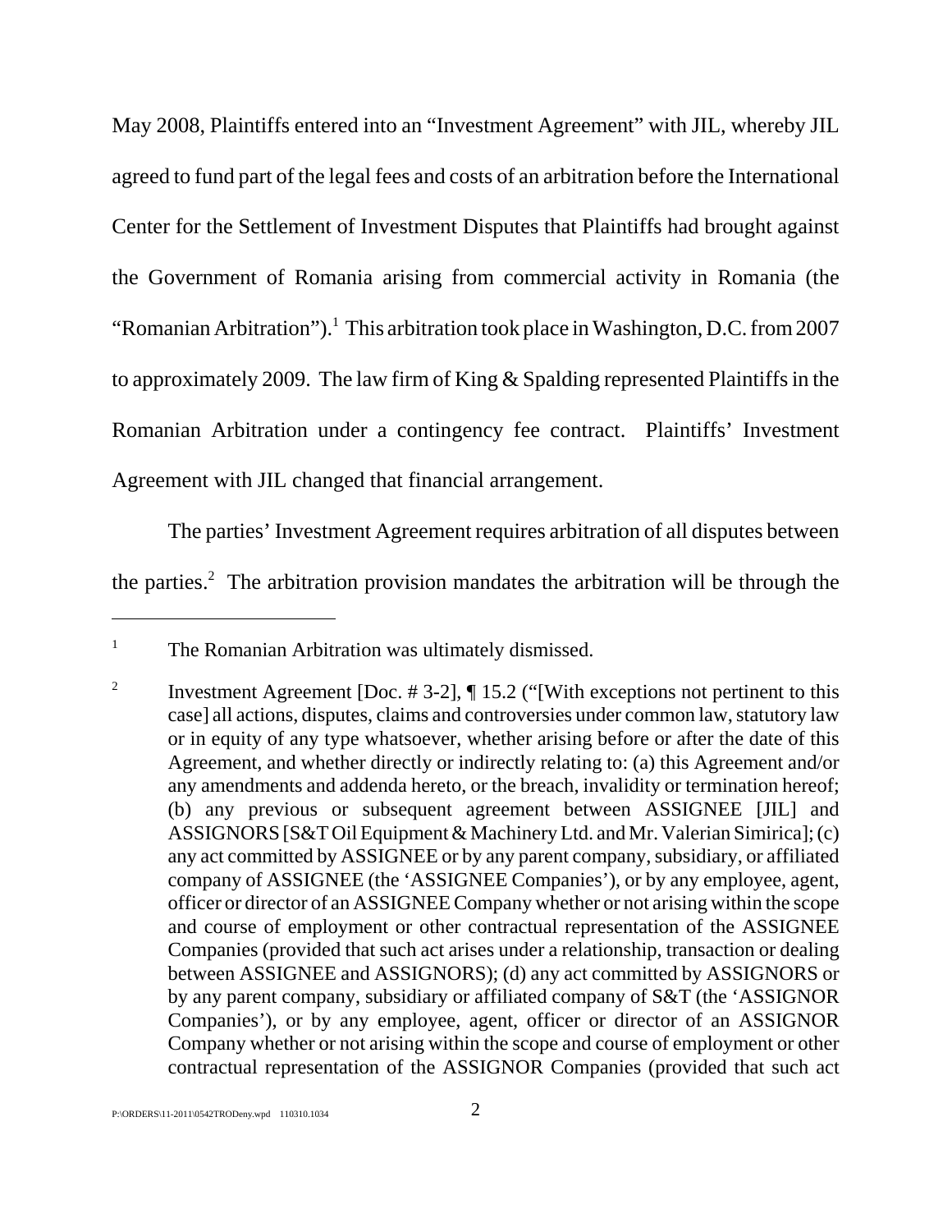May 2008, Plaintiffs entered into an "Investment Agreement" with JIL, whereby JIL agreed to fund part of the legal fees and costs of an arbitration before the International Center for the Settlement of Investment Disputes that Plaintiffs had brought against the Government of Romania arising from commercial activity in Romania (the "Romanian Arbitration").[1] This arbitration took place in Washington, D.C. from 2007 to approximately 2009. The law firm of King & Spalding represented Plaintiffs in the Romanian Arbitration under a contingency fee contract. Plaintiffs' Investment Agreement with JIL changed that financial arrangement.

The parties' Investment Agreement requires arbitration of all disputes between the parties.[2] The arbitration provision mandates the arbitration will be through the

---

[1] The Romanian Arbitration was ultimately dismissed.

[2] Investment Agreement [Doc. # 3-2], ¶ 15.2 ("[With exceptions not pertinent to this case] all actions, disputes, claims and controversies under common law, statutory law or in equity of any type whatsoever, whether arising before or after the date of this Agreement, and whether directly or indirectly relating to: (a) this Agreement and/or any amendments and addenda hereto, or the breach, invalidity or termination hereof; (b) any previous or subsequent agreement between ASSIGNEE [JIL] and ASSIGNORS [S&T Oil Equipment & Machinery Ltd. and Mr. Valerian Simirica]; (c) any act committed by ASSIGNEE or by any parent company, subsidiary, or affiliated company of ASSIGNEE (the 'ASSIGNEE Companies'), or by any employee, agent, officer or director of an ASSIGNEE Company whether or not arising within the scope and course of employment or other contractual representation of the ASSIGNEE Companies (provided that such act arises under a relationship, transaction or dealing between ASSIGNEE and ASSIGNORS); (d) any act committed by ASSIGNORS or by any parent company, subsidiary or affiliated company of S&T (the 'ASSIGNOR Companies'), or by any employee, agent, officer or director of an ASSIGNOR Company whether or not arising within the scope and course of employment or other contractual representation of the ASSIGNOR Companies (provided that such act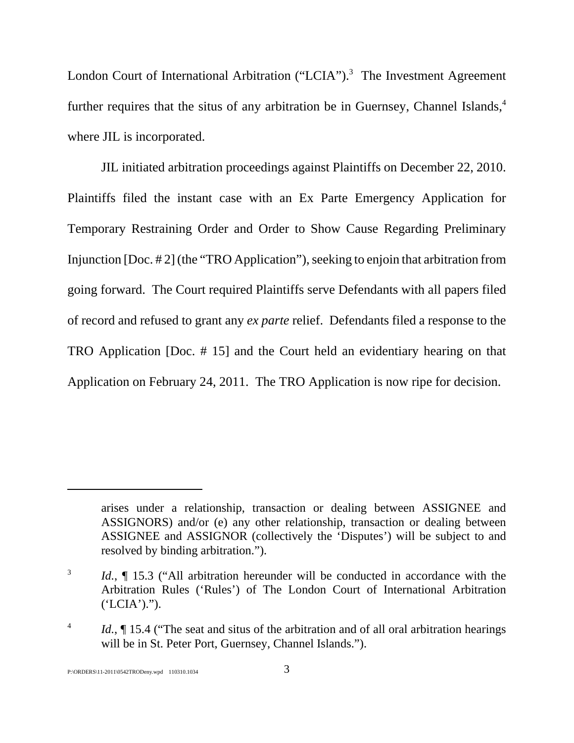London Court of International Arbitration ("LCIA").[3] The Investment Agreement further requires that the situs of any arbitration be in Guernsey, Channel Islands,[4] where JIL is incorporated.

JIL initiated arbitration proceedings against Plaintiffs on December 22, 2010. Plaintiffs filed the instant case with an Ex Parte Emergency Application for Temporary Restraining Order and Order to Show Cause Regarding Preliminary Injunction [Doc. # 2] (the "TRO Application"), seeking to enjoin that arbitration from going forward. The Court required Plaintiffs serve Defendants with all papers filed of record and refused to grant any *ex parte* relief. Defendants filed a response to the TRO Application [Doc. # 15] and the Court held an evidentiary hearing on that Application on February 24, 2011. The TRO Application is now ripe for decision.

---

arises under a relationship, transaction or dealing between ASSIGNEE and ASSIGNORS) and/or (e) any other relationship, transaction or dealing between ASSIGNEE and ASSIGNOR (collectively the 'Disputes') will be subject to and resolved by binding arbitration.").

[3] *Id.*, ¶ 15.3 ("All arbitration hereunder will be conducted in accordance with the Arbitration Rules ('Rules') of The London Court of International Arbitration ('LCIA').").

[4] *Id.*, ¶ 15.4 ("The seat and situs of the arbitration and of all oral arbitration hearings will be in St. Peter Port, Guernsey, Channel Islands.").

P:\ORDERS\11-2011\0542TRODeny.wpd 110310.1034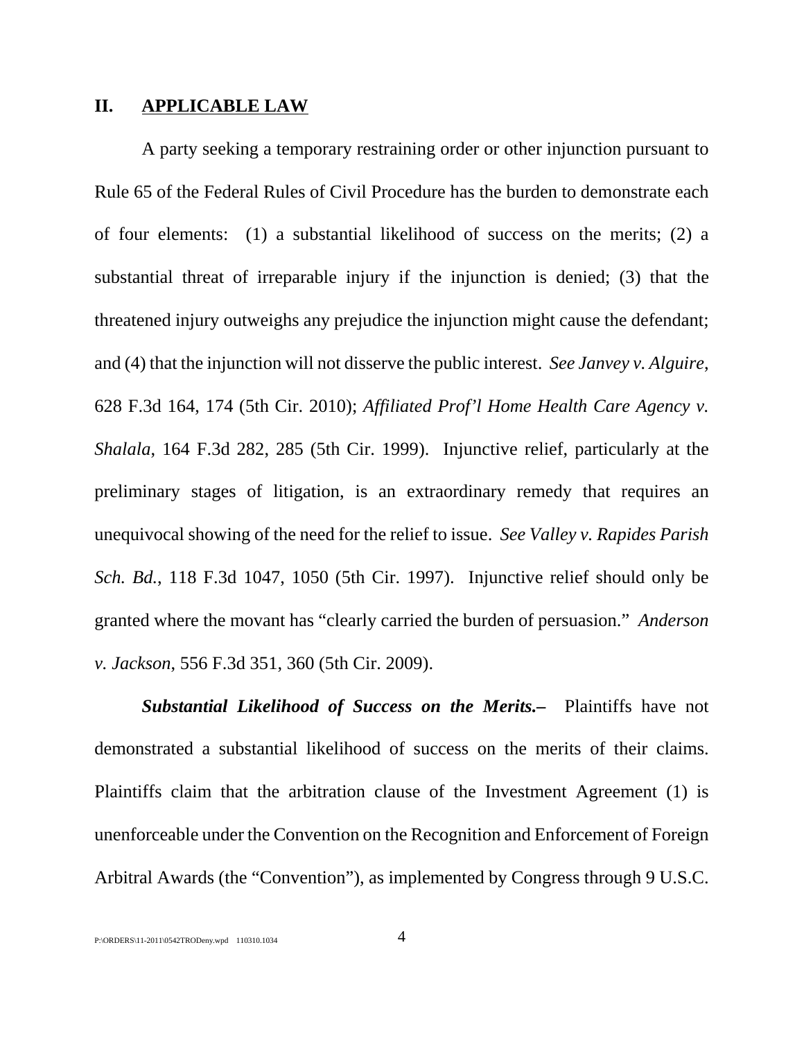## II. APPLICABLE LAW

A party seeking a temporary restraining order or other injunction pursuant to Rule 65 of the Federal Rules of Civil Procedure has the burden to demonstrate each of four elements: (1) a substantial likelihood of success on the merits; (2) a substantial threat of irreparable injury if the injunction is denied; (3) that the threatened injury outweighs any prejudice the injunction might cause the defendant; and (4) that the injunction will not disserve the public interest. *See Janvey v. Alguire*, 628 F.3d 164, 174 (5th Cir. 2010); *Affiliated Prof'l Home Health Care Agency v. Shalala*, 164 F.3d 282, 285 (5th Cir. 1999). Injunctive relief, particularly at the preliminary stages of litigation, is an extraordinary remedy that requires an unequivocal showing of the need for the relief to issue. *See Valley v. Rapides Parish Sch. Bd.*, 118 F.3d 1047, 1050 (5th Cir. 1997). Injunctive relief should only be granted where the movant has "clearly carried the burden of persuasion." *Anderson v. Jackson*, 556 F.3d 351, 360 (5th Cir. 2009).

***Substantial Likelihood of Success on the Merits.–*** Plaintiffs have not demonstrated a substantial likelihood of success on the merits of their claims. Plaintiffs claim that the arbitration clause of the Investment Agreement (1) is unenforceable under the Convention on the Recognition and Enforcement of Foreign Arbitral Awards (the "Convention"), as implemented by Congress through 9 U.S.C.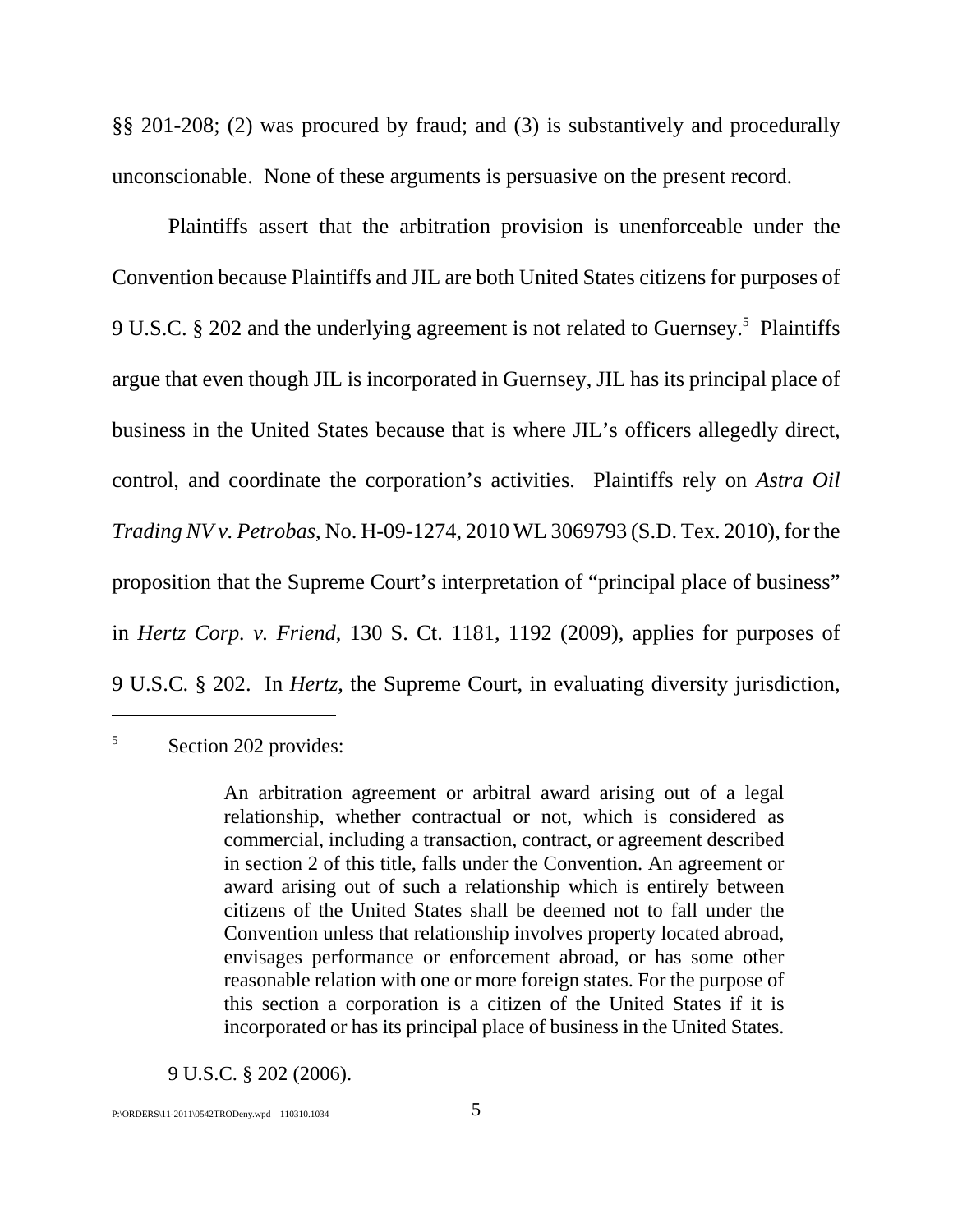§§ 201-208; (2) was procured by fraud; and (3) is substantively and procedurally unconscionable. None of these arguments is persuasive on the present record.

Plaintiffs assert that the arbitration provision is unenforceable under the Convention because Plaintiffs and JIL are both United States citizens for purposes of 9 U.S.C. § 202 and the underlying agreement is not related to Guernsey.[5] Plaintiffs argue that even though JIL is incorporated in Guernsey, JIL has its principal place of business in the United States because that is where JIL's officers allegedly direct, control, and coordinate the corporation's activities. Plaintiffs rely on *Astra Oil Trading NV v. Petrobas*, No. H-09-1274, 2010 WL 3069793 (S.D. Tex. 2010), for the proposition that the Supreme Court's interpretation of "principal place of business" in *Hertz Corp. v. Friend*, 130 S. Ct. 1181, 1192 (2009), applies for purposes of 9 U.S.C. § 202. In *Hertz*, the Supreme Court, in evaluating diversity jurisdiction,

---

[5] Section 202 provides:

> An arbitration agreement or arbitral award arising out of a legal relationship, whether contractual or not, which is considered as commercial, including a transaction, contract, or agreement described in section 2 of this title, falls under the Convention. An agreement or award arising out of such a relationship which is entirely between citizens of the United States shall be deemed not to fall under the Convention unless that relationship involves property located abroad, envisages performance or enforcement abroad, or has some other reasonable relation with one or more foreign states. For the purpose of this section a corporation is a citizen of the United States if it is incorporated or has its principal place of business in the United States.

9 U.S.C. § 202 (2006).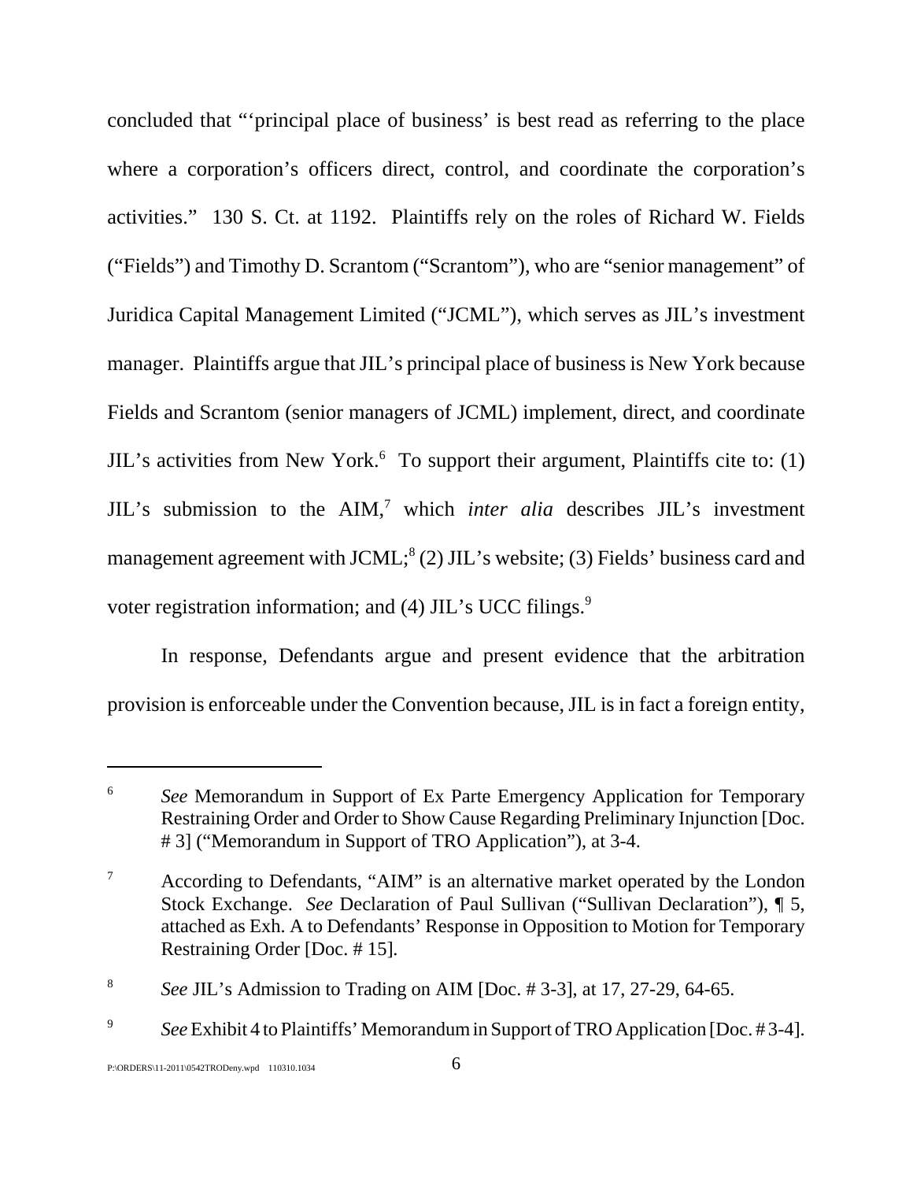concluded that "'principal place of business' is best read as referring to the place where a corporation's officers direct, control, and coordinate the corporation's activities." 130 S. Ct. at 1192. Plaintiffs rely on the roles of Richard W. Fields ("Fields") and Timothy D. Scrantom ("Scrantom"), who are "senior management" of Juridica Capital Management Limited ("JCML"), which serves as JIL's investment manager. Plaintiffs argue that JIL's principal place of business is New York because Fields and Scrantom (senior managers of JCML) implement, direct, and coordinate JIL's activities from New York.[6] To support their argument, Plaintiffs cite to: (1) JIL's submission to the AIM,[7] which *inter alia* describes JIL's investment management agreement with JCML;[8] (2) JIL's website; (3) Fields' business card and voter registration information; and (4) JIL's UCC filings.[9]

In response, Defendants argue and present evidence that the arbitration provision is enforceable under the Convention because, JIL is in fact a foreign entity,

---

[6] *See* Memorandum in Support of Ex Parte Emergency Application for Temporary Restraining Order and Order to Show Cause Regarding Preliminary Injunction [Doc. # 3] ("Memorandum in Support of TRO Application"), at 3-4.

[7] According to Defendants, "AIM" is an alternative market operated by the London Stock Exchange. *See* Declaration of Paul Sullivan ("Sullivan Declaration"), ¶ 5, attached as Exh. A to Defendants' Response in Opposition to Motion for Temporary Restraining Order [Doc. # 15].

[8] *See* JIL's Admission to Trading on AIM [Doc. # 3-3], at 17, 27-29, 64-65.

[9] *See* Exhibit 4 to Plaintiffs' Memorandum in Support of TRO Application [Doc. # 3-4].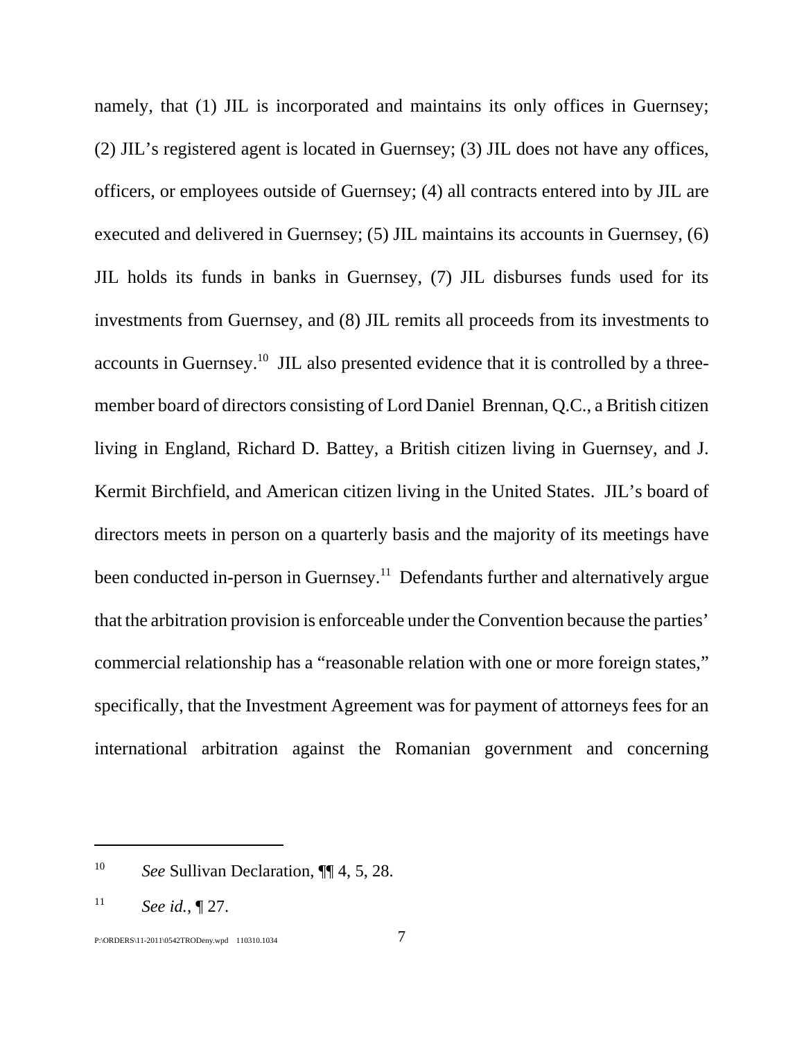namely, that (1) JIL is incorporated and maintains its only offices in Guernsey; (2) JIL's registered agent is located in Guernsey; (3) JIL does not have any offices, officers, or employees outside of Guernsey; (4) all contracts entered into by JIL are executed and delivered in Guernsey; (5) JIL maintains its accounts in Guernsey, (6) JIL holds its funds in banks in Guernsey, (7) JIL disburses funds used for its investments from Guernsey, and (8) JIL remits all proceeds from its investments to accounts in Guernsey.[10] JIL also presented evidence that it is controlled by a three-member board of directors consisting of Lord Daniel Brennan, Q.C., a British citizen living in England, Richard D. Battey, a British citizen living in Guernsey, and J. Kermit Birchfield, and American citizen living in the United States. JIL's board of directors meets in person on a quarterly basis and the majority of its meetings have been conducted in-person in Guernsey.[11] Defendants further and alternatively argue that the arbitration provision is enforceable under the Convention because the parties' commercial relationship has a "reasonable relation with one or more foreign states," specifically, that the Investment Agreement was for payment of attorneys fees for an international arbitration against the Romanian government and concerning

---

[10] *See* Sullivan Declaration, ¶¶ 4, 5, 28.

[11] *See id.*, ¶ 27.

P:\ORDERS\11-2011\0542TRODeny.wpd 110310.1034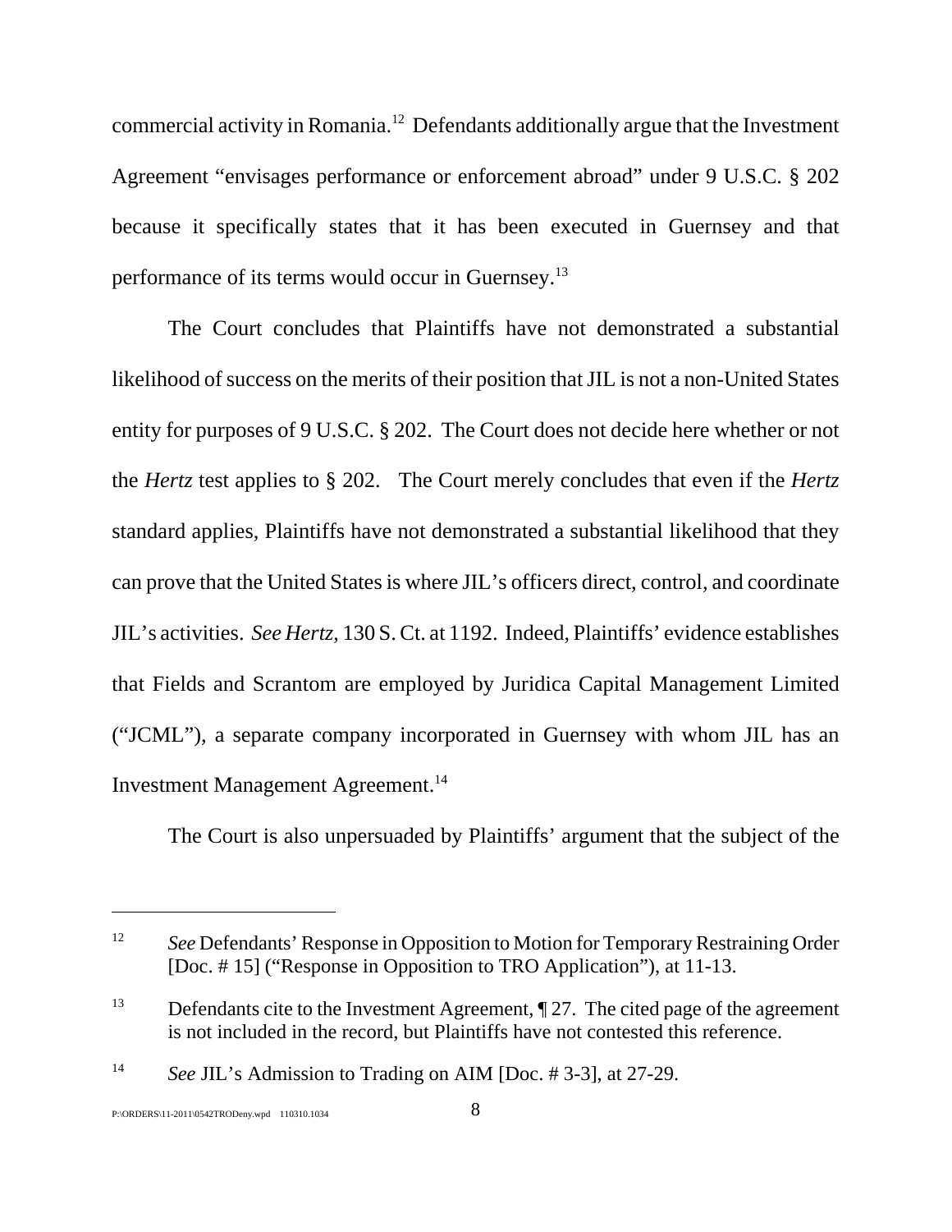commercial activity in Romania.[12] Defendants additionally argue that the Investment Agreement "envisages performance or enforcement abroad" under 9 U.S.C. § 202 because it specifically states that it has been executed in Guernsey and that performance of its terms would occur in Guernsey.[13]

The Court concludes that Plaintiffs have not demonstrated a substantial likelihood of success on the merits of their position that JIL is not a non-United States entity for purposes of 9 U.S.C. § 202. The Court does not decide here whether or not the *Hertz* test applies to § 202. The Court merely concludes that even if the *Hertz* standard applies, Plaintiffs have not demonstrated a substantial likelihood that they can prove that the United States is where JIL's officers direct, control, and coordinate JIL's activities. *See Hertz*, 130 S. Ct. at 1192. Indeed, Plaintiffs' evidence establishes that Fields and Scrantom are employed by Juridica Capital Management Limited ("JCML"), a separate company incorporated in Guernsey with whom JIL has an Investment Management Agreement.[14]

The Court is also unpersuaded by Plaintiffs' argument that the subject of the

---

[12] *See* Defendants' Response in Opposition to Motion for Temporary Restraining Order [Doc. # 15] ("Response in Opposition to TRO Application"), at 11-13.

[13] Defendants cite to the Investment Agreement, ¶ 27. The cited page of the agreement is not included in the record, but Plaintiffs have not contested this reference.

[14] *See* JIL's Admission to Trading on AIM [Doc. # 3-3], at 27-29.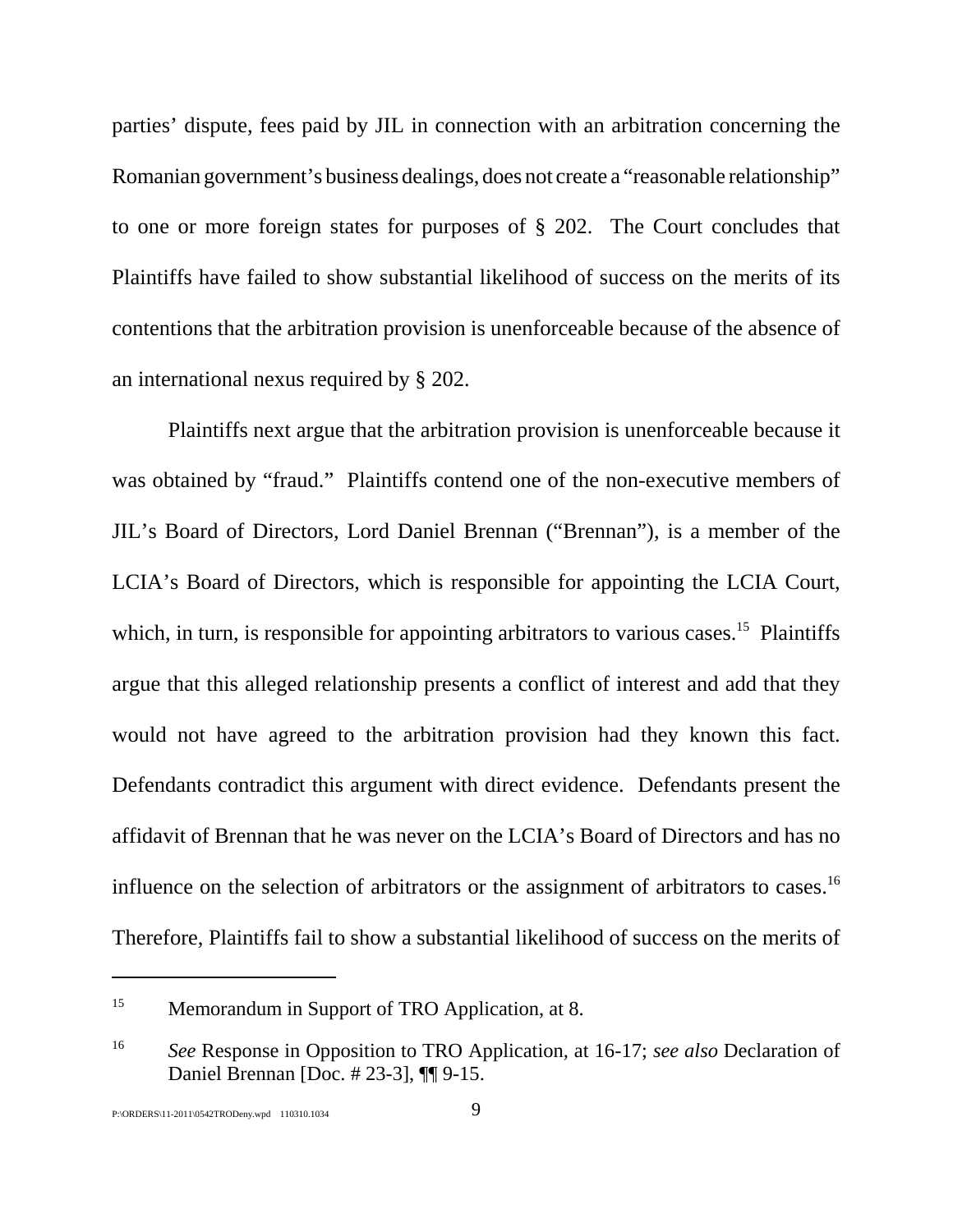parties' dispute, fees paid by JIL in connection with an arbitration concerning the Romanian government's business dealings, does not create a "reasonable relationship" to one or more foreign states for purposes of § 202. The Court concludes that Plaintiffs have failed to show substantial likelihood of success on the merits of its contentions that the arbitration provision is unenforceable because of the absence of an international nexus required by § 202.

Plaintiffs next argue that the arbitration provision is unenforceable because it was obtained by "fraud." Plaintiffs contend one of the non-executive members of JIL's Board of Directors, Lord Daniel Brennan ("Brennan"), is a member of the LCIA's Board of Directors, which is responsible for appointing the LCIA Court, which, in turn, is responsible for appointing arbitrators to various cases.[15] Plaintiffs argue that this alleged relationship presents a conflict of interest and add that they would not have agreed to the arbitration provision had they known this fact. Defendants contradict this argument with direct evidence. Defendants present the affidavit of Brennan that he was never on the LCIA's Board of Directors and has no influence on the selection of arbitrators or the assignment of arbitrators to cases.[16] Therefore, Plaintiffs fail to show a substantial likelihood of success on the merits of

---

[15] Memorandum in Support of TRO Application, at 8.

[16] *See* Response in Opposition to TRO Application, at 16-17; *see also* Declaration of Daniel Brennan [Doc. # 23-3], ¶¶ 9-15.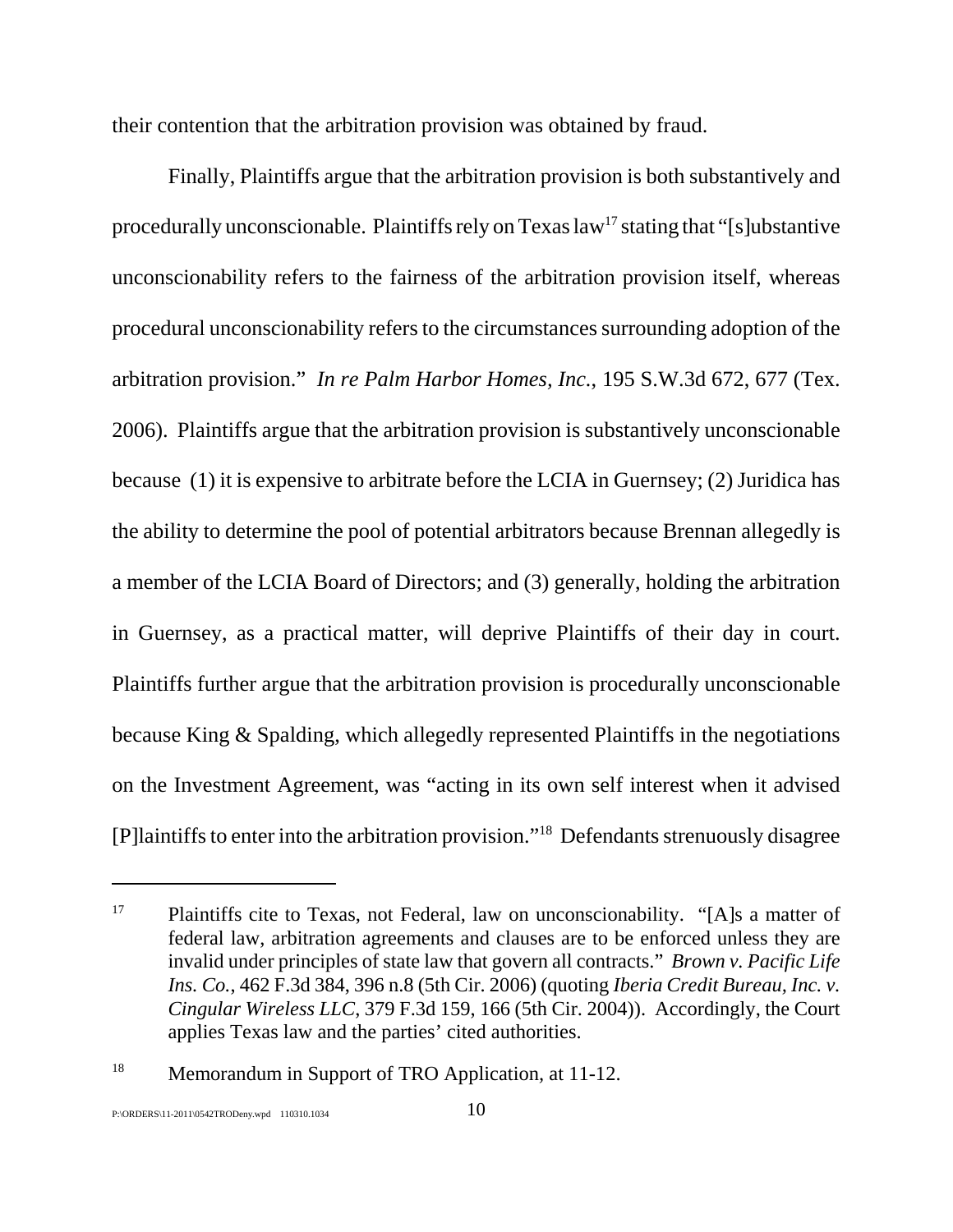their contention that the arbitration provision was obtained by fraud.

Finally, Plaintiffs argue that the arbitration provision is both substantively and procedurally unconscionable. Plaintiffs rely on Texas law[17] stating that "[s]ubstantive unconscionability refers to the fairness of the arbitration provision itself, whereas procedural unconscionability refers to the circumstances surrounding adoption of the arbitration provision." *In re Palm Harbor Homes, Inc.*, 195 S.W.3d 672, 677 (Tex. 2006). Plaintiffs argue that the arbitration provision is substantively unconscionable because (1) it is expensive to arbitrate before the LCIA in Guernsey; (2) Juridica has the ability to determine the pool of potential arbitrators because Brennan allegedly is a member of the LCIA Board of Directors; and (3) generally, holding the arbitration in Guernsey, as a practical matter, will deprive Plaintiffs of their day in court. Plaintiffs further argue that the arbitration provision is procedurally unconscionable because King & Spalding, which allegedly represented Plaintiffs in the negotiations on the Investment Agreement, was "acting in its own self interest when it advised [P]laintiffs to enter into the arbitration provision."[18] Defendants strenuously disagree

---

[17] Plaintiffs cite to Texas, not Federal, law on unconscionability. "[A]s a matter of federal law, arbitration agreements and clauses are to be enforced unless they are invalid under principles of state law that govern all contracts." *Brown v. Pacific Life Ins. Co.*, 462 F.3d 384, 396 n.8 (5th Cir. 2006) (quoting *Iberia Credit Bureau, Inc. v. Cingular Wireless LLC*, 379 F.3d 159, 166 (5th Cir. 2004)). Accordingly, the Court applies Texas law and the parties' cited authorities.

[18] Memorandum in Support of TRO Application, at 11-12.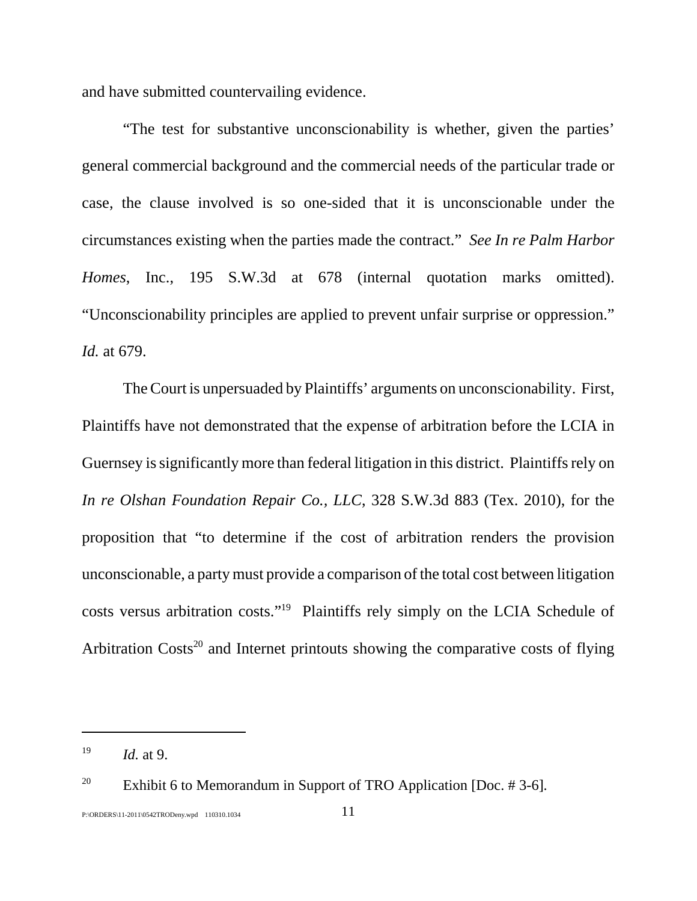and have submitted countervailing evidence.

"The test for substantive unconscionability is whether, given the parties' general commercial background and the commercial needs of the particular trade or case, the clause involved is so one-sided that it is unconscionable under the circumstances existing when the parties made the contract." *See In re Palm Harbor Homes*, Inc., 195 S.W.3d at 678 (internal quotation marks omitted). "Unconscionability principles are applied to prevent unfair surprise or oppression." *Id.* at 679.

The Court is unpersuaded by Plaintiffs' arguments on unconscionability. First, Plaintiffs have not demonstrated that the expense of arbitration before the LCIA in Guernsey is significantly more than federal litigation in this district. Plaintiffs rely on *In re Olshan Foundation Repair Co., LLC*, 328 S.W.3d 883 (Tex. 2010), for the proposition that "to determine if the cost of arbitration renders the provision unconscionable, a party must provide a comparison of the total cost between litigation costs versus arbitration costs."[19] Plaintiffs rely simply on the LCIA Schedule of Arbitration Costs[20] and Internet printouts showing the comparative costs of flying

---

[19] *Id.* at 9.

[20] Exhibit 6 to Memorandum in Support of TRO Application [Doc. # 3-6].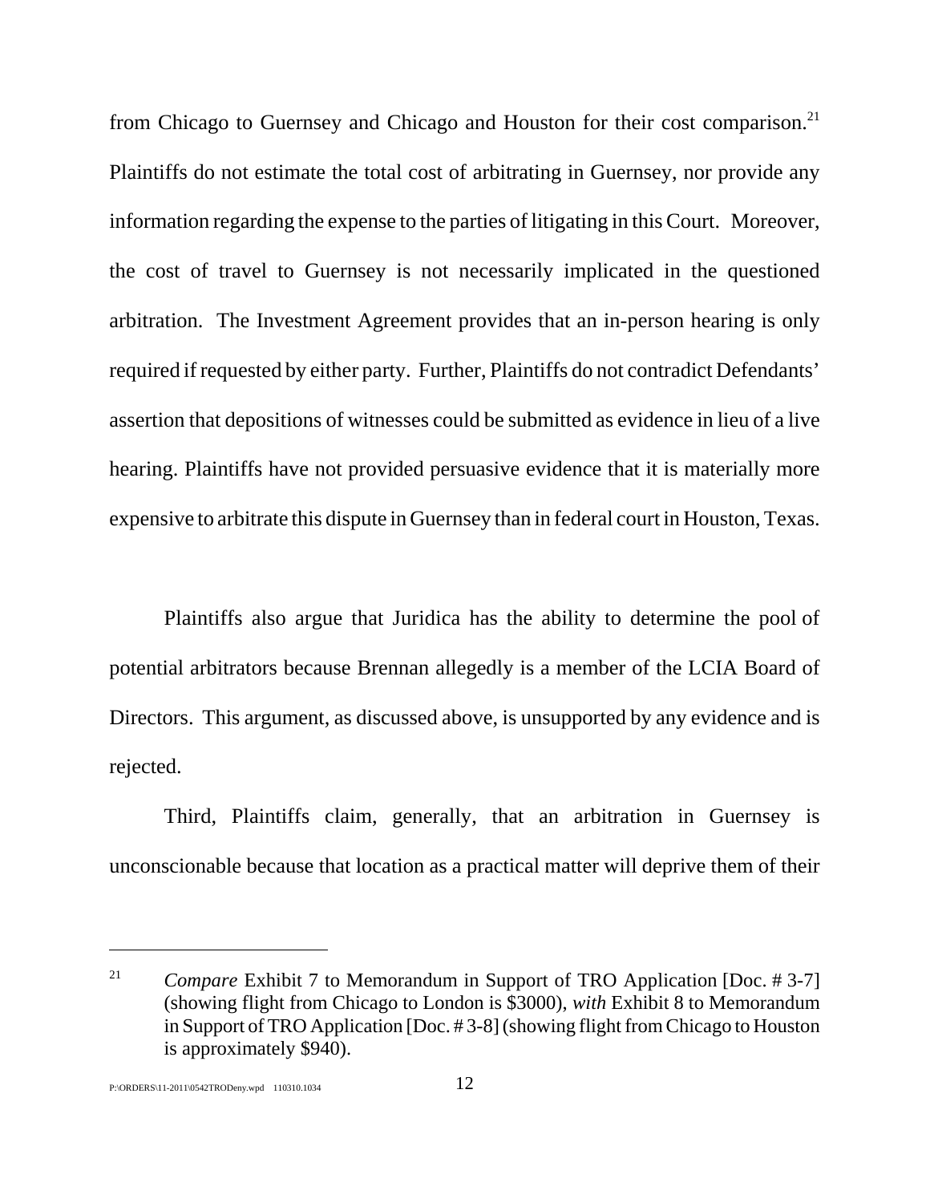from Chicago to Guernsey and Chicago and Houston for their cost comparison.[21] Plaintiffs do not estimate the total cost of arbitrating in Guernsey, nor provide any information regarding the expense to the parties of litigating in this Court. Moreover, the cost of travel to Guernsey is not necessarily implicated in the questioned arbitration. The Investment Agreement provides that an in-person hearing is only required if requested by either party. Further, Plaintiffs do not contradict Defendants' assertion that depositions of witnesses could be submitted as evidence in lieu of a live hearing. Plaintiffs have not provided persuasive evidence that it is materially more expensive to arbitrate this dispute in Guernsey than in federal court in Houston, Texas.

Plaintiffs also argue that Juridica has the ability to determine the pool of potential arbitrators because Brennan allegedly is a member of the LCIA Board of Directors. This argument, as discussed above, is unsupported by any evidence and is rejected.

Third, Plaintiffs claim, generally, that an arbitration in Guernsey is unconscionable because that location as a practical matter will deprive them of their

---

[21] *Compare* Exhibit 7 to Memorandum in Support of TRO Application [Doc. # 3-7] (showing flight from Chicago to London is $3000), *with* Exhibit 8 to Memorandum in Support of TRO Application [Doc. # 3-8] (showing flight from Chicago to Houston is approximately $940).

P:\ORDERS\11-2011\0542TRODeny.wpd 110310.1034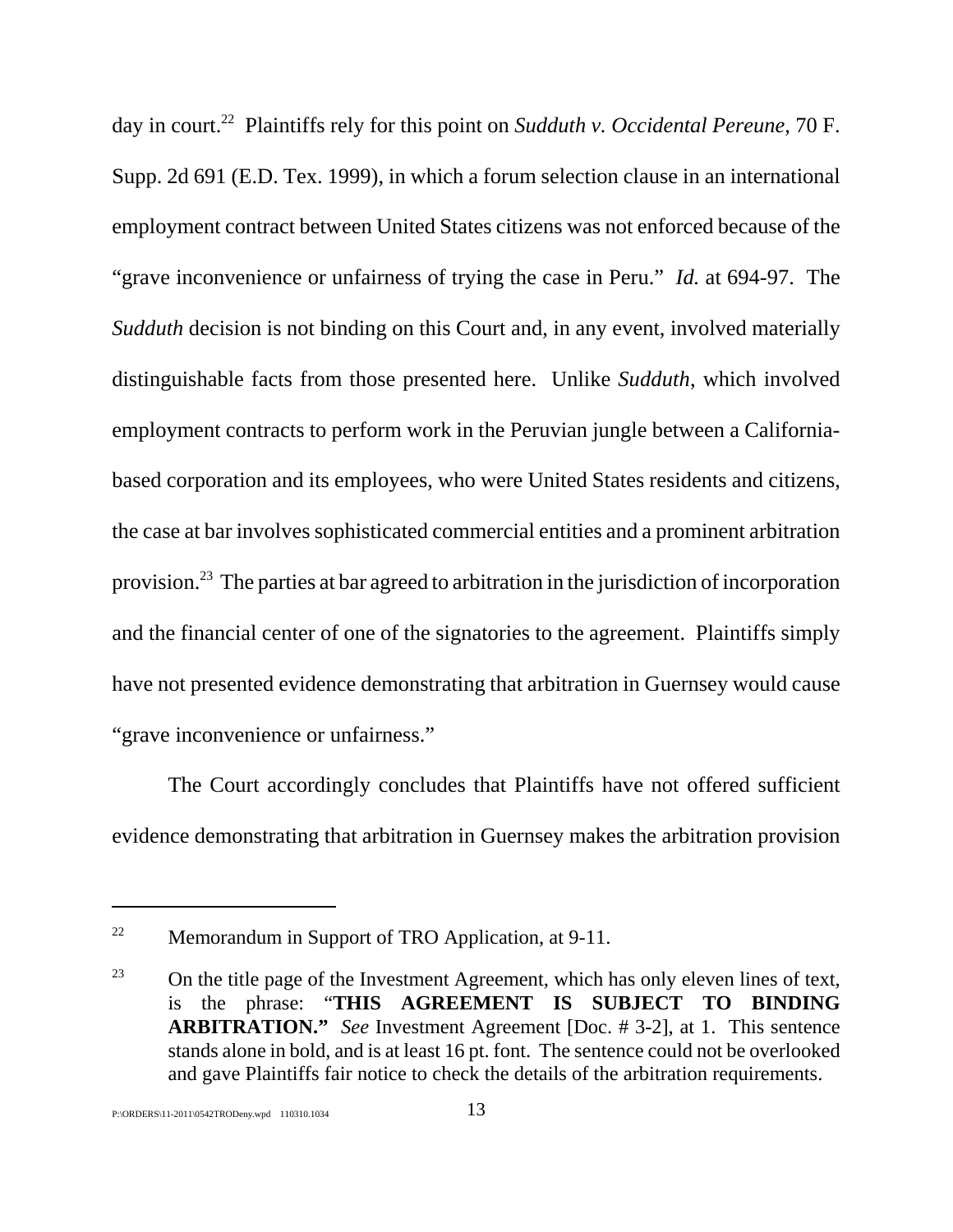day in court.[22] Plaintiffs rely for this point on *Sudduth v. Occidental Pereune*, 70 F. Supp. 2d 691 (E.D. Tex. 1999), in which a forum selection clause in an international employment contract between United States citizens was not enforced because of the "grave inconvenience or unfairness of trying the case in Peru." *Id.* at 694-97. The *Sudduth* decision is not binding on this Court and, in any event, involved materially distinguishable facts from those presented here. Unlike *Sudduth*, which involved employment contracts to perform work in the Peruvian jungle between a California-based corporation and its employees, who were United States residents and citizens, the case at bar involves sophisticated commercial entities and a prominent arbitration provision.[23] The parties at bar agreed to arbitration in the jurisdiction of incorporation and the financial center of one of the signatories to the agreement. Plaintiffs simply have not presented evidence demonstrating that arbitration in Guernsey would cause "grave inconvenience or unfairness."

The Court accordingly concludes that Plaintiffs have not offered sufficient evidence demonstrating that arbitration in Guernsey makes the arbitration provision

---

[22] Memorandum in Support of TRO Application, at 9-11.

[23] On the title page of the Investment Agreement, which has only eleven lines of text, is the phrase: "**THIS AGREEMENT IS SUBJECT TO BINDING ARBITRATION.**" *See* Investment Agreement [Doc. # 3-2], at 1. This sentence stands alone in bold, and is at least 16 pt. font. The sentence could not be overlooked and gave Plaintiffs fair notice to check the details of the arbitration requirements.

P:\ORDERS\11-2011\0542TRODeny.wpd 110310.1034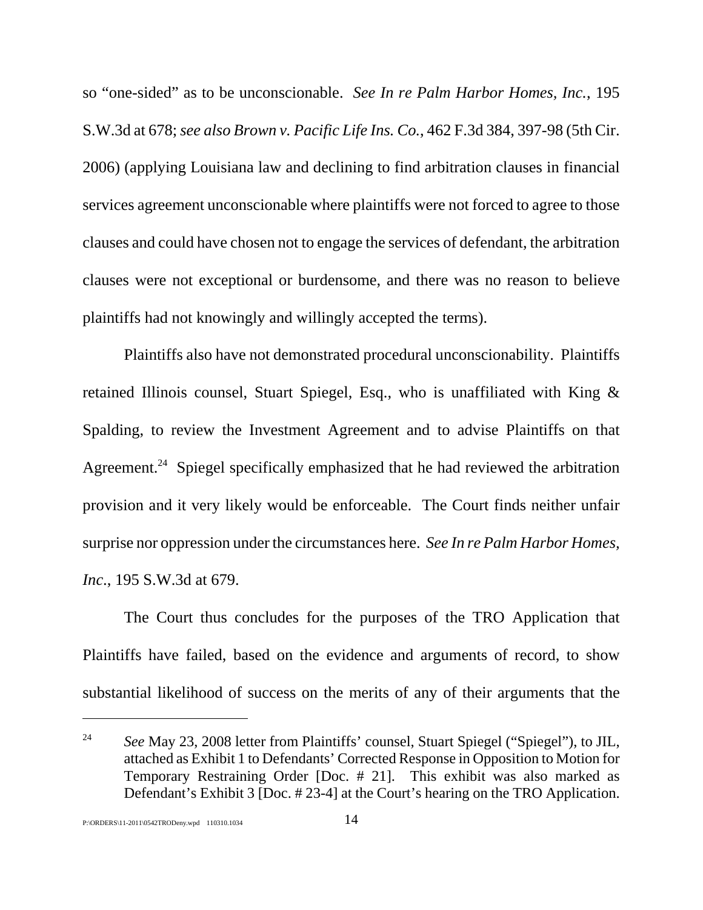so "one-sided" as to be unconscionable. *See In re Palm Harbor Homes, Inc.*, 195 S.W.3d at 678; *see also Brown v. Pacific Life Ins. Co.*, 462 F.3d 384, 397-98 (5th Cir. 2006) (applying Louisiana law and declining to find arbitration clauses in financial services agreement unconscionable where plaintiffs were not forced to agree to those clauses and could have chosen not to engage the services of defendant, the arbitration clauses were not exceptional or burdensome, and there was no reason to believe plaintiffs had not knowingly and willingly accepted the terms).

Plaintiffs also have not demonstrated procedural unconscionability. Plaintiffs retained Illinois counsel, Stuart Spiegel, Esq., who is unaffiliated with King & Spalding, to review the Investment Agreement and to advise Plaintiffs on that Agreement.[24] Spiegel specifically emphasized that he had reviewed the arbitration provision and it very likely would be enforceable. The Court finds neither unfair surprise nor oppression under the circumstances here. *See In re Palm Harbor Homes, Inc.*, 195 S.W.3d at 679.

The Court thus concludes for the purposes of the TRO Application that Plaintiffs have failed, based on the evidence and arguments of record, to show substantial likelihood of success on the merits of any of their arguments that the

---

[24] *See* May 23, 2008 letter from Plaintiffs' counsel, Stuart Spiegel ("Spiegel"), to JIL, attached as Exhibit 1 to Defendants' Corrected Response in Opposition to Motion for Temporary Restraining Order [Doc. # 21]. This exhibit was also marked as Defendant's Exhibit 3 [Doc. # 23-4] at the Court's hearing on the TRO Application.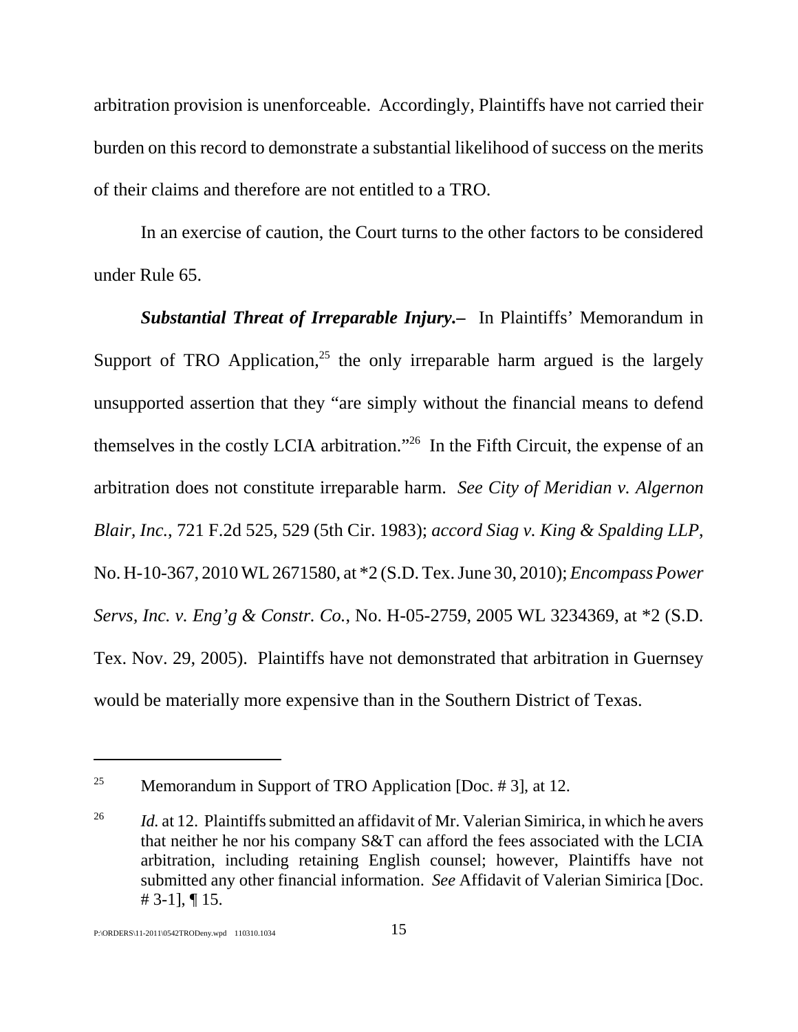arbitration provision is unenforceable. Accordingly, Plaintiffs have not carried their burden on this record to demonstrate a substantial likelihood of success on the merits of their claims and therefore are not entitled to a TRO.

In an exercise of caution, the Court turns to the other factors to be considered under Rule 65.

***Substantial Threat of Irreparable Injury.–*** In Plaintiffs' Memorandum in Support of TRO Application,[25] the only irreparable harm argued is the largely unsupported assertion that they "are simply without the financial means to defend themselves in the costly LCIA arbitration."[26] In the Fifth Circuit, the expense of an arbitration does not constitute irreparable harm. *See City of Meridian v. Algernon Blair, Inc.*, 721 F.2d 525, 529 (5th Cir. 1983); *accord Siag v. King & Spalding LLP*, No. H-10-367, 2010 WL 2671580, at *2 (S.D. Tex. June 30, 2010); *Encompass Power Servs, Inc. v. Eng'g & Constr. Co.*, No. H-05-2759, 2005 WL 3234369, at *2 (S.D. Tex. Nov. 29, 2005). Plaintiffs have not demonstrated that arbitration in Guernsey would be materially more expensive than in the Southern District of Texas.

---

[25] Memorandum in Support of TRO Application [Doc. # 3], at 12.

[26] *Id.* at 12. Plaintiffs submitted an affidavit of Mr. Valerian Simirica, in which he avers that neither he nor his company S&T can afford the fees associated with the LCIA arbitration, including retaining English counsel; however, Plaintiffs have not submitted any other financial information. *See* Affidavit of Valerian Simirica [Doc. # 3-1], ¶ 15.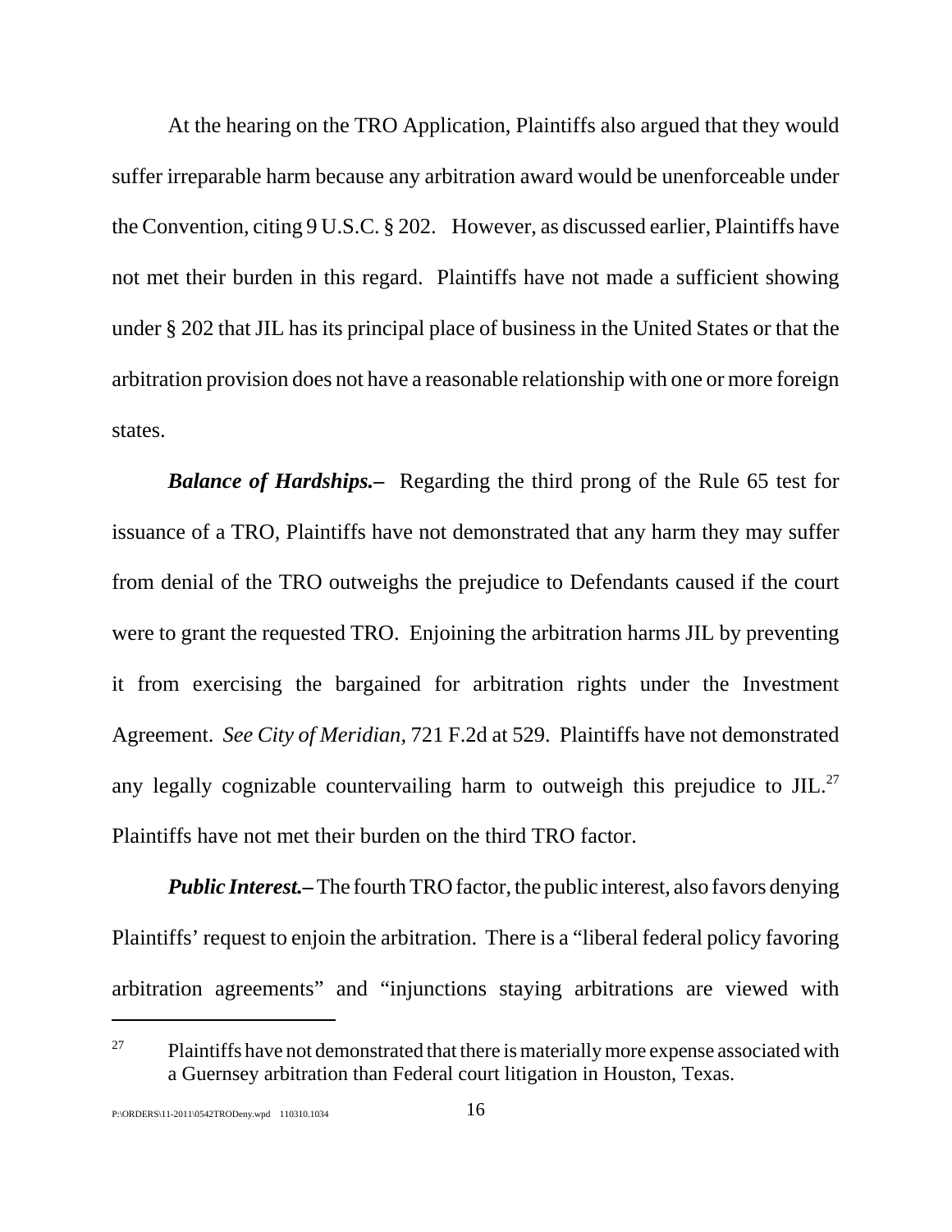At the hearing on the TRO Application, Plaintiffs also argued that they would suffer irreparable harm because any arbitration award would be unenforceable under the Convention, citing 9 U.S.C. § 202. However, as discussed earlier, Plaintiffs have not met their burden in this regard. Plaintiffs have not made a sufficient showing under § 202 that JIL has its principal place of business in the United States or that the arbitration provision does not have a reasonable relationship with one or more foreign states.

***Balance of Hardships.–*** Regarding the third prong of the Rule 65 test for issuance of a TRO, Plaintiffs have not demonstrated that any harm they may suffer from denial of the TRO outweighs the prejudice to Defendants caused if the court were to grant the requested TRO. Enjoining the arbitration harms JIL by preventing it from exercising the bargained for arbitration rights under the Investment Agreement. *See City of Meridian*, 721 F.2d at 529. Plaintiffs have not demonstrated any legally cognizable countervailing harm to outweigh this prejudice to JIL.[27] Plaintiffs have not met their burden on the third TRO factor.

***Public Interest.–*** The fourth TRO factor, the public interest, also favors denying Plaintiffs' request to enjoin the arbitration. There is a "liberal federal policy favoring arbitration agreements" and "injunctions staying arbitrations are viewed with

---

[27] Plaintiffs have not demonstrated that there is materially more expense associated with a Guernsey arbitration than Federal court litigation in Houston, Texas.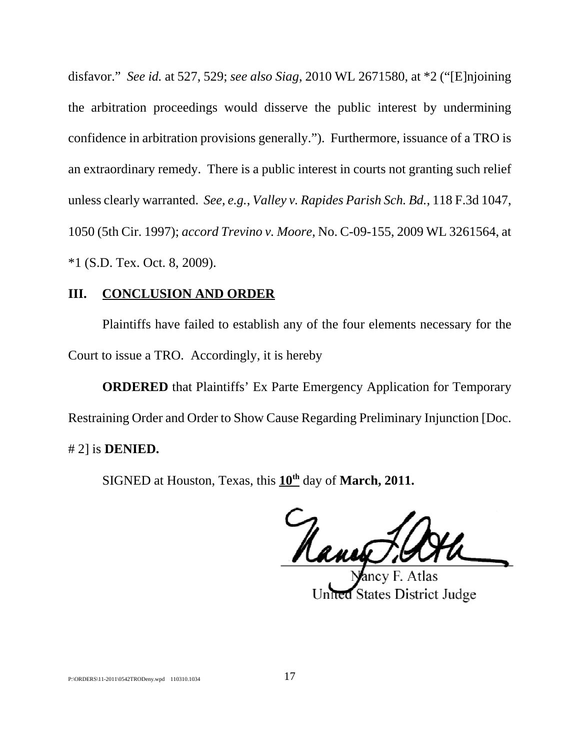disfavor." *See id.* at 527, 529; *see also Siag*, 2010 WL 2671580, at *2 ("[E]njoining the arbitration proceedings would disserve the public interest by undermining confidence in arbitration provisions generally."). Furthermore, issuance of a TRO is an extraordinary remedy. There is a public interest in courts not granting such relief unless clearly warranted. *See, e.g.*, *Valley v. Rapides Parish Sch. Bd.*, 118 F.3d 1047, 1050 (5th Cir. 1997); *accord Trevino v. Moore*, No. C-09-155, 2009 WL 3261564, at *1 (S.D. Tex. Oct. 8, 2009).

## III. CONCLUSION AND ORDER

Plaintiffs have failed to establish any of the four elements necessary for the Court to issue a TRO. Accordingly, it is hereby

**ORDERED** that Plaintiffs' Ex Parte Emergency Application for Temporary Restraining Order and Order to Show Cause Regarding Preliminary Injunction [Doc. # 2] is **DENIED.**

SIGNED at Houston, Texas, this **10th** day of **March, 2011.**

Nancy F. Atlas
United States District Judge

P:\ORDERS\11-2011\0542TRODeny.wpd 110310.1034